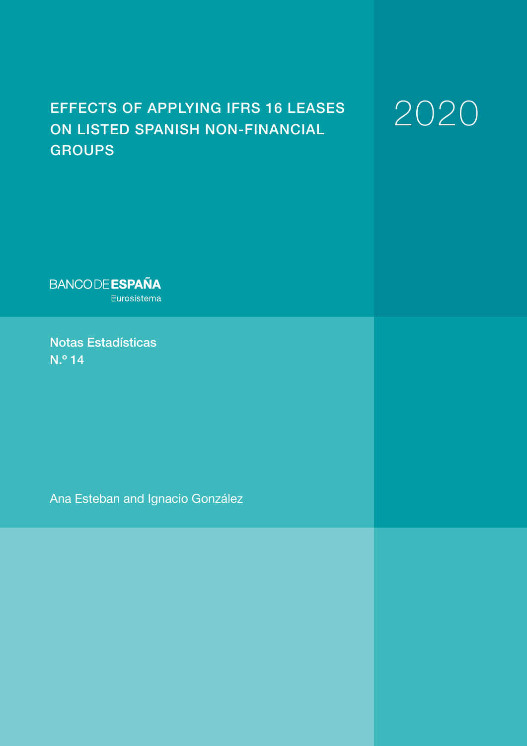# EFFECTS OF APPLYING IFRS 16 LEASES ON LISTED SPANISH NON-FINANCIAL GROUPS

2020

BANCO DE ESPAÑA
Eurosistema

**Notas Estadísticas**
**N.º 14**

Ana Esteban and Ignacio González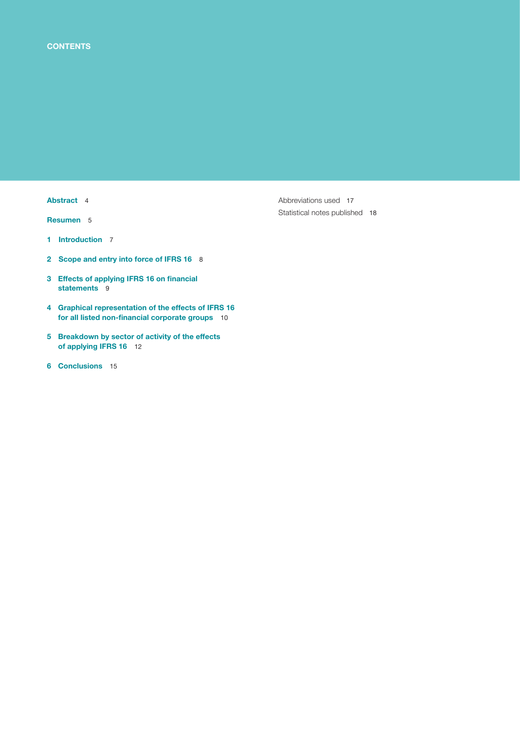# CONTENTS

**Abstract** 4

**Resumen** 5

**1 Introduction** 7

**2 Scope and entry into force of IFRS 16** 8

**3 Effects of applying IFRS 16 on financial statements** 9

**4 Graphical representation of the effects of IFRS 16 for all listed non-financial corporate groups** 10

**5 Breakdown by sector of activity of the effects of applying IFRS 16** 12

**6 Conclusions** 15

Abbreviations used 17

Statistical notes published 18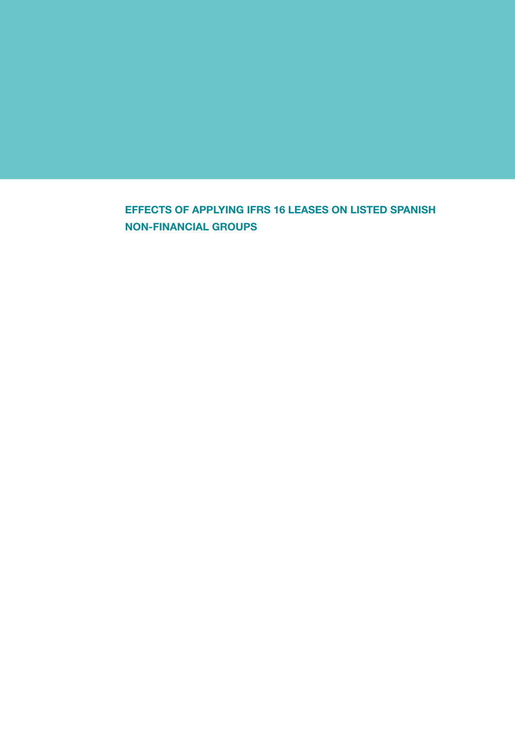# EFFECTS OF APPLYING IFRS 16 LEASES ON LISTED SPANISH NON-FINANCIAL GROUPS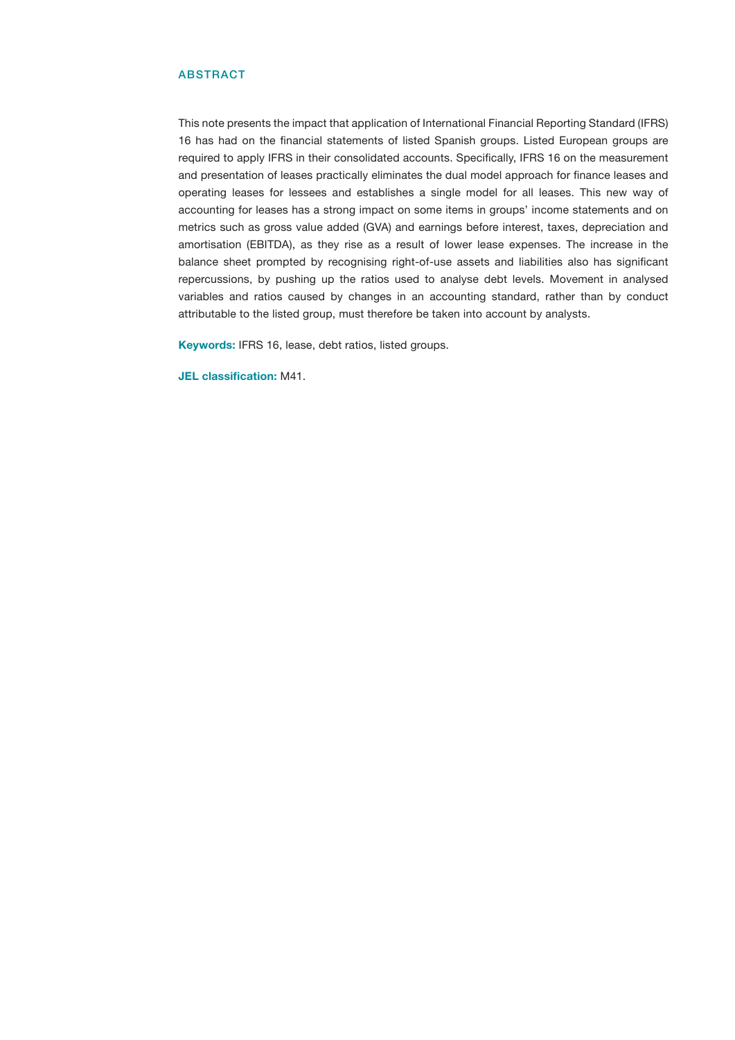## ABSTRACT

This note presents the impact that application of International Financial Reporting Standard (IFRS) 16 has had on the financial statements of listed Spanish groups. Listed European groups are required to apply IFRS in their consolidated accounts. Specifically, IFRS 16 on the measurement and presentation of leases practically eliminates the dual model approach for finance leases and operating leases for lessees and establishes a single model for all leases. This new way of accounting for leases has a strong impact on some items in groups' income statements and on metrics such as gross value added (GVA) and earnings before interest, taxes, depreciation and amortisation (EBITDA), as they rise as a result of lower lease expenses. The increase in the balance sheet prompted by recognising right-of-use assets and liabilities also has significant repercussions, by pushing up the ratios used to analyse debt levels. Movement in analysed variables and ratios caused by changes in an accounting standard, rather than by conduct attributable to the listed group, must therefore be taken into account by analysts.

**Keywords:** IFRS 16, lease, debt ratios, listed groups.

**JEL classification:** M41.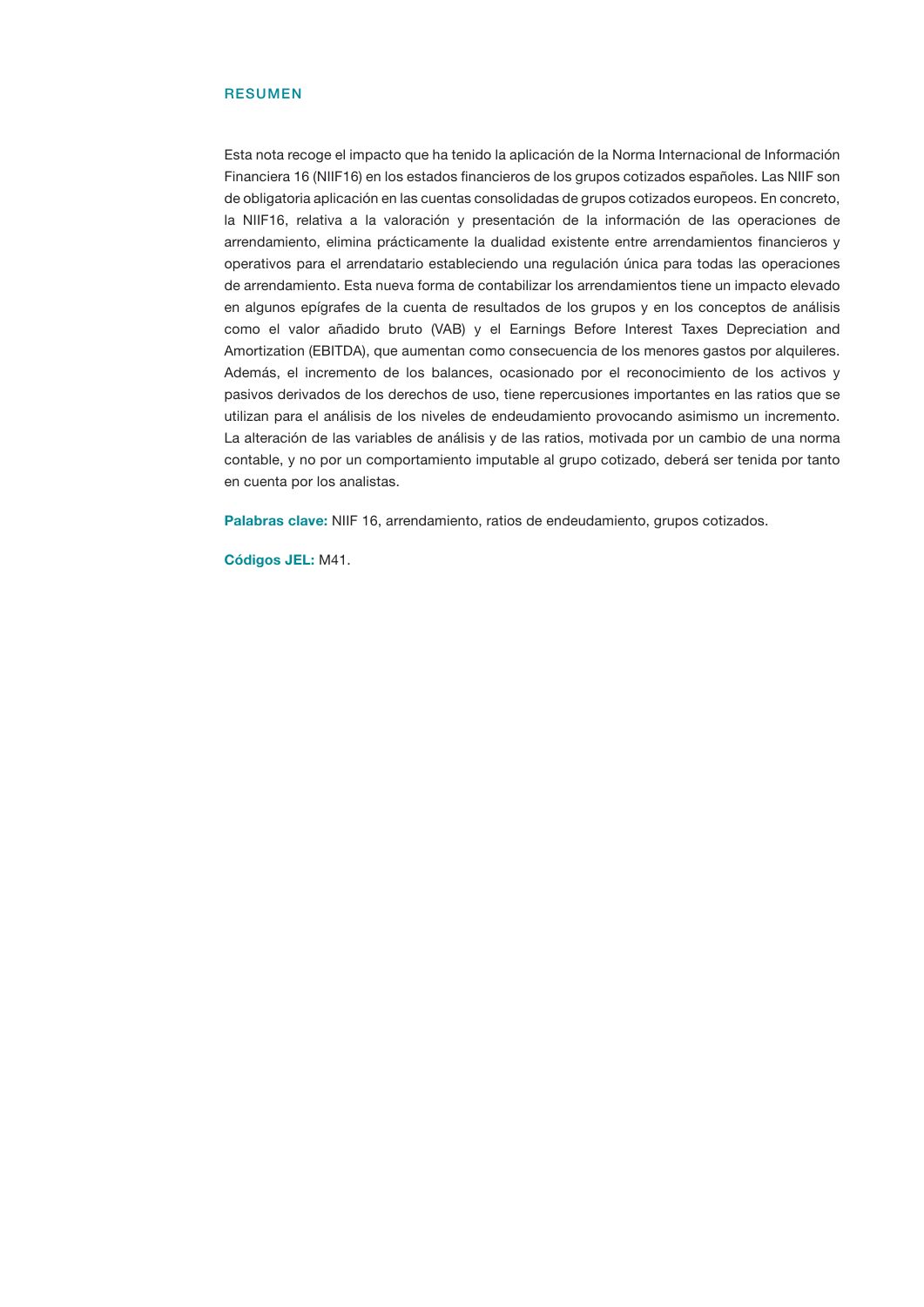## RESUMEN

Esta nota recoge el impacto que ha tenido la aplicación de la Norma Internacional de Información Financiera 16 (NIIF16) en los estados financieros de los grupos cotizados españoles. Las NIIF son de obligatoria aplicación en las cuentas consolidadas de grupos cotizados europeos. En concreto, la NIIF16, relativa a la valoración y presentación de la información de las operaciones de arrendamiento, elimina prácticamente la dualidad existente entre arrendamientos financieros y operativos para el arrendatario estableciendo una regulación única para todas las operaciones de arrendamiento. Esta nueva forma de contabilizar los arrendamientos tiene un impacto elevado en algunos epígrafes de la cuenta de resultados de los grupos y en los conceptos de análisis como el valor añadido bruto (VAB) y el Earnings Before Interest Taxes Depreciation and Amortization (EBITDA), que aumentan como consecuencia de los menores gastos por alquileres. Además, el incremento de los balances, ocasionado por el reconocimiento de los activos y pasivos derivados de los derechos de uso, tiene repercusiones importantes en las ratios que se utilizan para el análisis de los niveles de endeudamiento provocando asimismo un incremento. La alteración de las variables de análisis y de las ratios, motivada por un cambio de una norma contable, y no por un comportamiento imputable al grupo cotizado, deberá ser tenida por tanto en cuenta por los analistas.

**Palabras clave:** NIIF 16, arrendamiento, ratios de endeudamiento, grupos cotizados.

**Códigos JEL:** M41.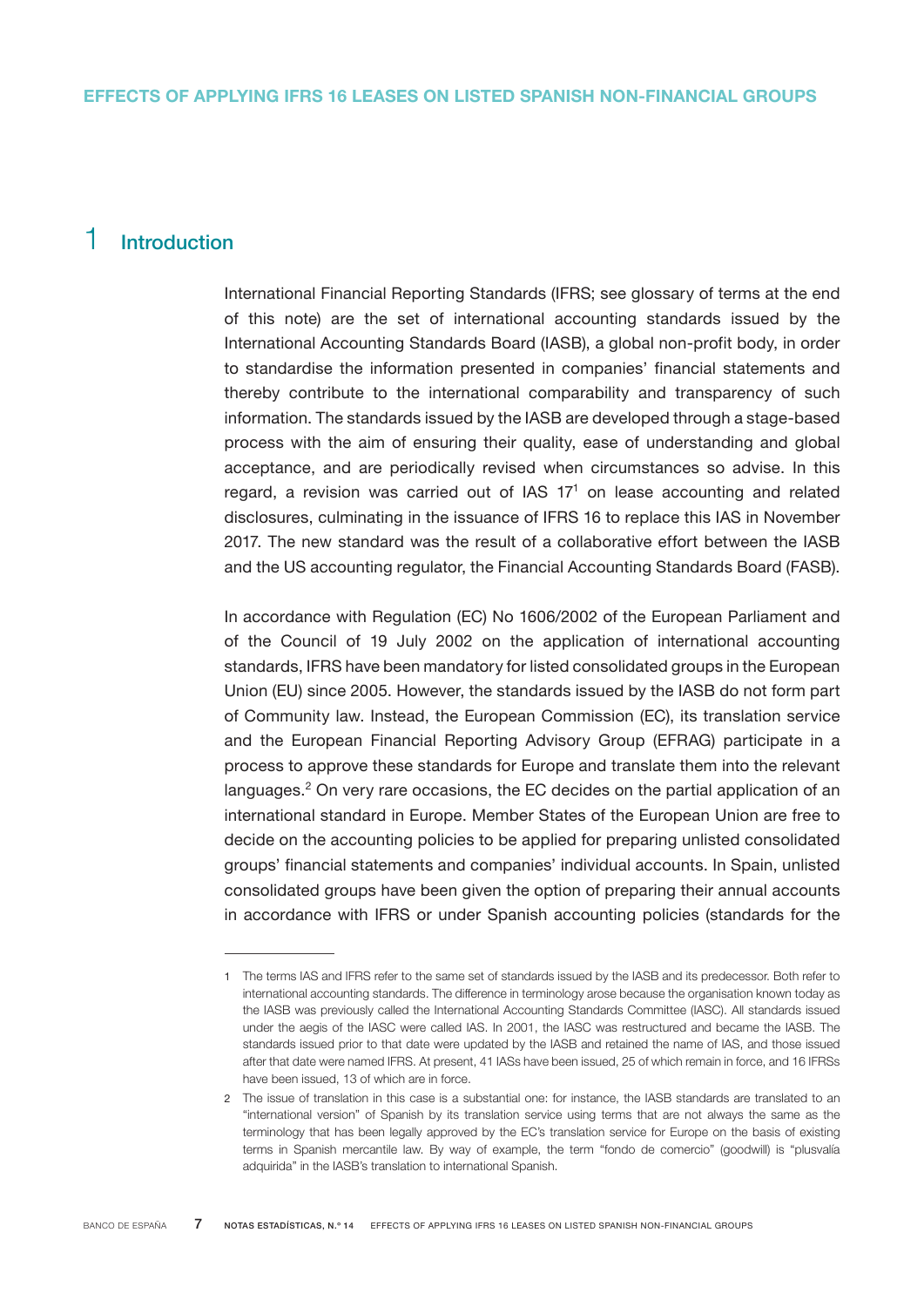## 1 Introduction

International Financial Reporting Standards (IFRS; see glossary of terms at the end of this note) are the set of international accounting standards issued by the International Accounting Standards Board (IASB), a global non-profit body, in order to standardise the information presented in companies' financial statements and thereby contribute to the international comparability and transparency of such information. The standards issued by the IASB are developed through a stage-based process with the aim of ensuring their quality, ease of understanding and global acceptance, and are periodically revised when circumstances so advise. In this regard, a revision was carried out of IAS 17[1] on lease accounting and related disclosures, culminating in the issuance of IFRS 16 to replace this IAS in November 2017. The new standard was the result of a collaborative effort between the IASB and the US accounting regulator, the Financial Accounting Standards Board (FASB).

In accordance with Regulation (EC) No 1606/2002 of the European Parliament and of the Council of 19 July 2002 on the application of international accounting standards, IFRS have been mandatory for listed consolidated groups in the European Union (EU) since 2005. However, the standards issued by the IASB do not form part of Community law. Instead, the European Commission (EC), its translation service and the European Financial Reporting Advisory Group (EFRAG) participate in a process to approve these standards for Europe and translate them into the relevant languages.[2] On very rare occasions, the EC decides on the partial application of an international standard in Europe. Member States of the European Union are free to decide on the accounting policies to be applied for preparing unlisted consolidated groups' financial statements and companies' individual accounts. In Spain, unlisted consolidated groups have been given the option of preparing their annual accounts in accordance with IFRS or under Spanish accounting policies (standards for the

---

1 The terms IAS and IFRS refer to the same set of standards issued by the IASB and its predecessor. Both refer to international accounting standards. The difference in terminology arose because the organisation known today as the IASB was previously called the International Accounting Standards Committee (IASC). All standards issued under the aegis of the IASC were called IAS. In 2001, the IASC was restructured and became the IASB. The standards issued prior to that date were updated by the IASB and retained the name of IAS, and those issued after that date were named IFRS. At present, 41 IASs have been issued, 25 of which remain in force, and 16 IFRSs have been issued, 13 of which are in force.

2 The issue of translation in this case is a substantial one: for instance, the IASB standards are translated to an "international version" of Spanish by its translation service using terms that are not always the same as the terminology that has been legally approved by the EC's translation service for Europe on the basis of existing terms in Spanish mercantile law. By way of example, the term "fondo de comercio" (goodwill) is "plusvalía adquirida" in the IASB's translation to international Spanish.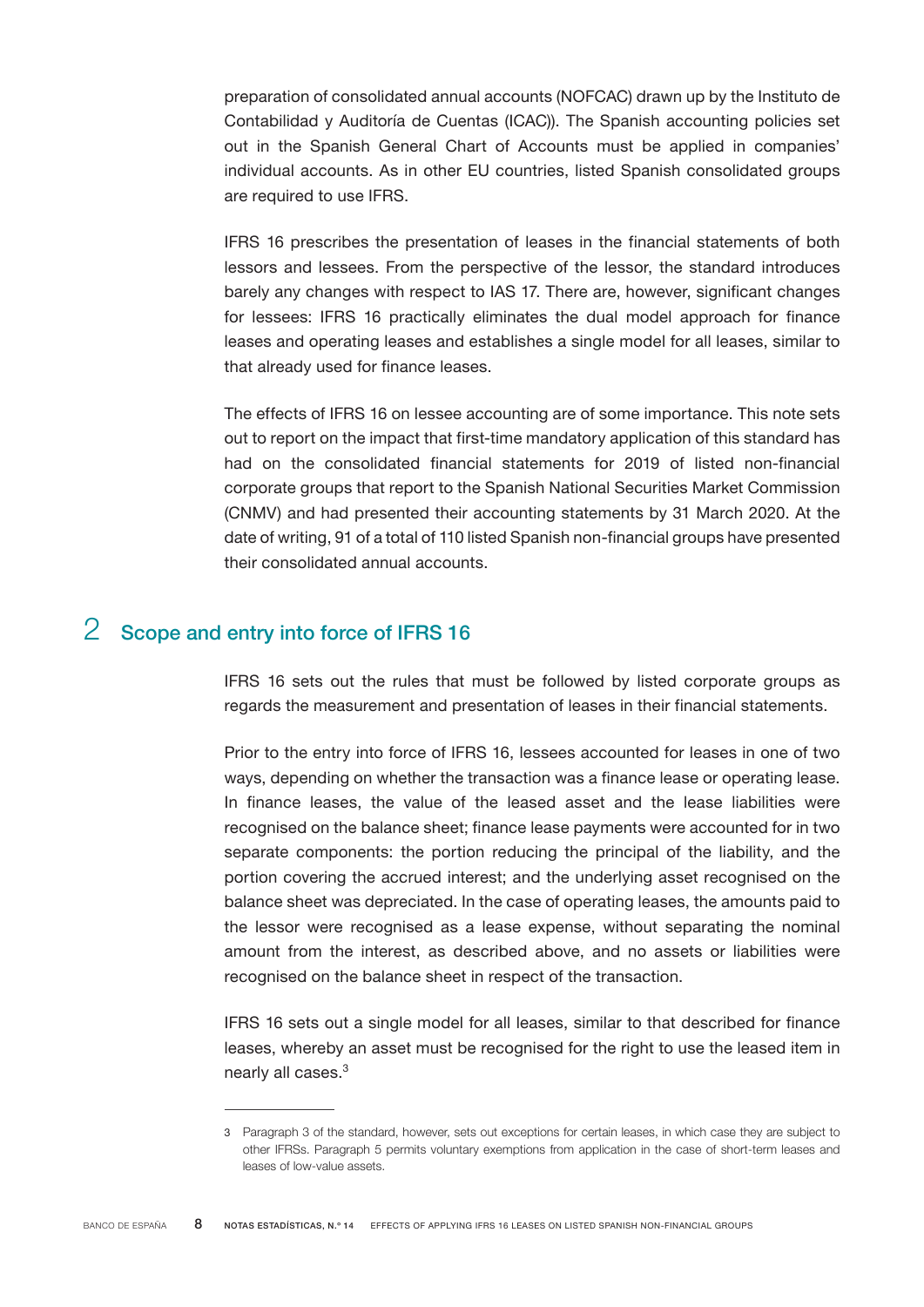preparation of consolidated annual accounts (NOFCAC) drawn up by the Instituto de Contabilidad y Auditoría de Cuentas (ICAC)). The Spanish accounting policies set out in the Spanish General Chart of Accounts must be applied in companies' individual accounts. As in other EU countries, listed Spanish consolidated groups are required to use IFRS.

IFRS 16 prescribes the presentation of leases in the financial statements of both lessors and lessees. From the perspective of the lessor, the standard introduces barely any changes with respect to IAS 17. There are, however, significant changes for lessees: IFRS 16 practically eliminates the dual model approach for finance leases and operating leases and establishes a single model for all leases, similar to that already used for finance leases.

The effects of IFRS 16 on lessee accounting are of some importance. This note sets out to report on the impact that first-time mandatory application of this standard has had on the consolidated financial statements for 2019 of listed non-financial corporate groups that report to the Spanish National Securities Market Commission (CNMV) and had presented their accounting statements by 31 March 2020. At the date of writing, 91 of a total of 110 listed Spanish non-financial groups have presented their consolidated annual accounts.

## 2 Scope and entry into force of IFRS 16

IFRS 16 sets out the rules that must be followed by listed corporate groups as regards the measurement and presentation of leases in their financial statements.

Prior to the entry into force of IFRS 16, lessees accounted for leases in one of two ways, depending on whether the transaction was a finance lease or operating lease. In finance leases, the value of the leased asset and the lease liabilities were recognised on the balance sheet; finance lease payments were accounted for in two separate components: the portion reducing the principal of the liability, and the portion covering the accrued interest; and the underlying asset recognised on the balance sheet was depreciated. In the case of operating leases, the amounts paid to the lessor were recognised as a lease expense, without separating the nominal amount from the interest, as described above, and no assets or liabilities were recognised on the balance sheet in respect of the transaction.

IFRS 16 sets out a single model for all leases, similar to that described for finance leases, whereby an asset must be recognised for the right to use the leased item in nearly all cases.[3]

---

3 Paragraph 3 of the standard, however, sets out exceptions for certain leases, in which case they are subject to other IFRSs. Paragraph 5 permits voluntary exemptions from application in the case of short-term leases and leases of low-value assets.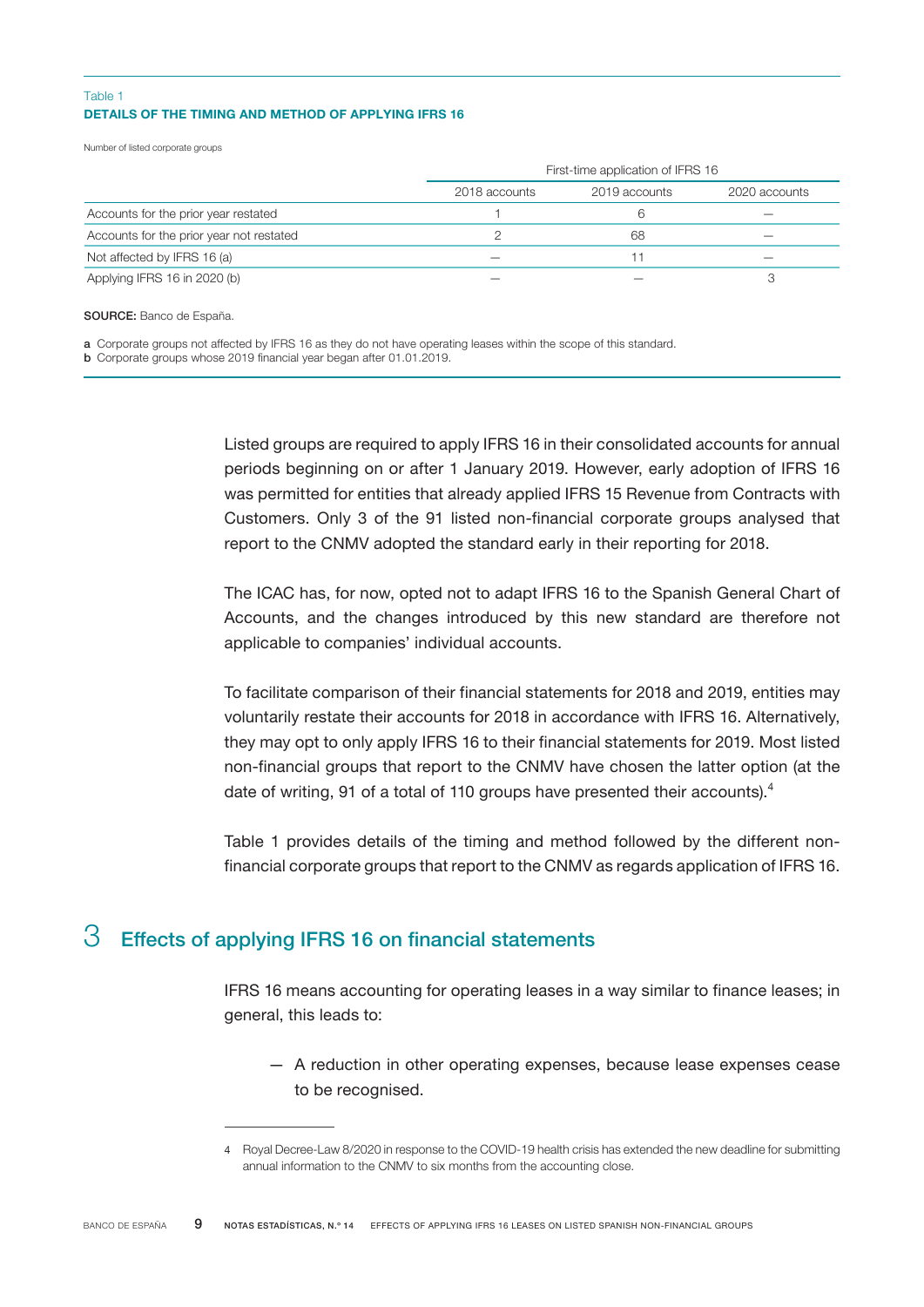Table 1
**DETAILS OF THE TIMING AND METHOD OF APPLYING IFRS 16**

Number of listed corporate groups

| | First-time application of IFRS 16 | | |
|---|---|---|---|
| | 2018 accounts | 2019 accounts | 2020 accounts |
| Accounts for the prior year restated | 1 | 6 | — |
| Accounts for the prior year not restated | 2 | 68 | — |
| Not affected by IFRS 16 (a) | — | 11 | — |
| Applying IFRS 16 in 2020 (b) | — | — | 3 |

**SOURCE:** Banco de España.

**a** Corporate groups not affected by IFRS 16 as they do not have operating leases within the scope of this standard.
**b** Corporate groups whose 2019 financial year began after 01.01.2019.

Listed groups are required to apply IFRS 16 in their consolidated accounts for annual periods beginning on or after 1 January 2019. However, early adoption of IFRS 16 was permitted for entities that already applied IFRS 15 Revenue from Contracts with Customers. Only 3 of the 91 listed non-financial corporate groups analysed that report to the CNMV adopted the standard early in their reporting for 2018.

The ICAC has, for now, opted not to adapt IFRS 16 to the Spanish General Chart of Accounts, and the changes introduced by this new standard are therefore not applicable to companies' individual accounts.

To facilitate comparison of their financial statements for 2018 and 2019, entities may voluntarily restate their accounts for 2018 in accordance with IFRS 16. Alternatively, they may opt to only apply IFRS 16 to their financial statements for 2019. Most listed non-financial groups that report to the CNMV have chosen the latter option (at the date of writing, 91 of a total of 110 groups have presented their accounts).[4]

Table 1 provides details of the timing and method followed by the different non-financial corporate groups that report to the CNMV as regards application of IFRS 16.

## 3 Effects of applying IFRS 16 on financial statements

IFRS 16 means accounting for operating leases in a way similar to finance leases; in general, this leads to:

— A reduction in other operating expenses, because lease expenses cease to be recognised.

4 Royal Decree-Law 8/2020 in response to the COVID-19 health crisis has extended the new deadline for submitting annual information to the CNMV to six months from the accounting close.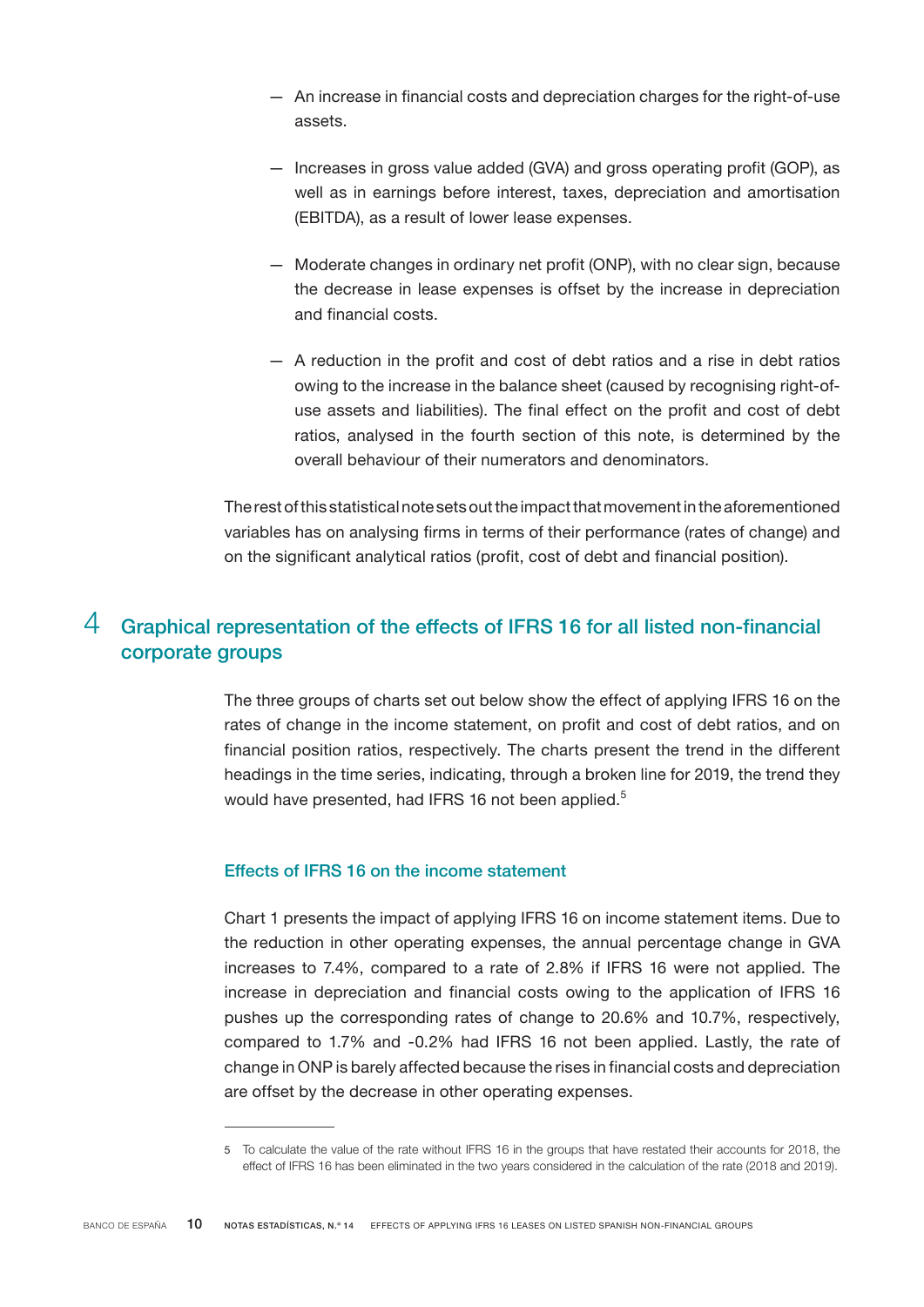- An increase in financial costs and depreciation charges for the right-of-use assets.
- Increases in gross value added (GVA) and gross operating profit (GOP), as well as in earnings before interest, taxes, depreciation and amortisation (EBITDA), as a result of lower lease expenses.
- Moderate changes in ordinary net profit (ONP), with no clear sign, because the decrease in lease expenses is offset by the increase in depreciation and financial costs.
- A reduction in the profit and cost of debt ratios and a rise in debt ratios owing to the increase in the balance sheet (caused by recognising right-of-use assets and liabilities). The final effect on the profit and cost of debt ratios, analysed in the fourth section of this note, is determined by the overall behaviour of their numerators and denominators.

The rest of this statistical note sets out the impact that movement in the aforementioned variables has on analysing firms in terms of their performance (rates of change) and on the significant analytical ratios (profit, cost of debt and financial position).

## 4 Graphical representation of the effects of IFRS 16 for all listed non-financial corporate groups

The three groups of charts set out below show the effect of applying IFRS 16 on the rates of change in the income statement, on profit and cost of debt ratios, and on financial position ratios, respectively. The charts present the trend in the different headings in the time series, indicating, through a broken line for 2019, the trend they would have presented, had IFRS 16 not been applied.[5]

### Effects of IFRS 16 on the income statement

Chart 1 presents the impact of applying IFRS 16 on income statement items. Due to the reduction in other operating expenses, the annual percentage change in GVA increases to 7.4%, compared to a rate of 2.8% if IFRS 16 were not applied. The increase in depreciation and financial costs owing to the application of IFRS 16 pushes up the corresponding rates of change to 20.6% and 10.7%, respectively, compared to 1.7% and -0.2% had IFRS 16 not been applied. Lastly, the rate of change in ONP is barely affected because the rises in financial costs and depreciation are offset by the decrease in other operating expenses.

---

5 To calculate the value of the rate without IFRS 16 in the groups that have restated their accounts for 2018, the effect of IFRS 16 has been eliminated in the two years considered in the calculation of the rate (2018 and 2019).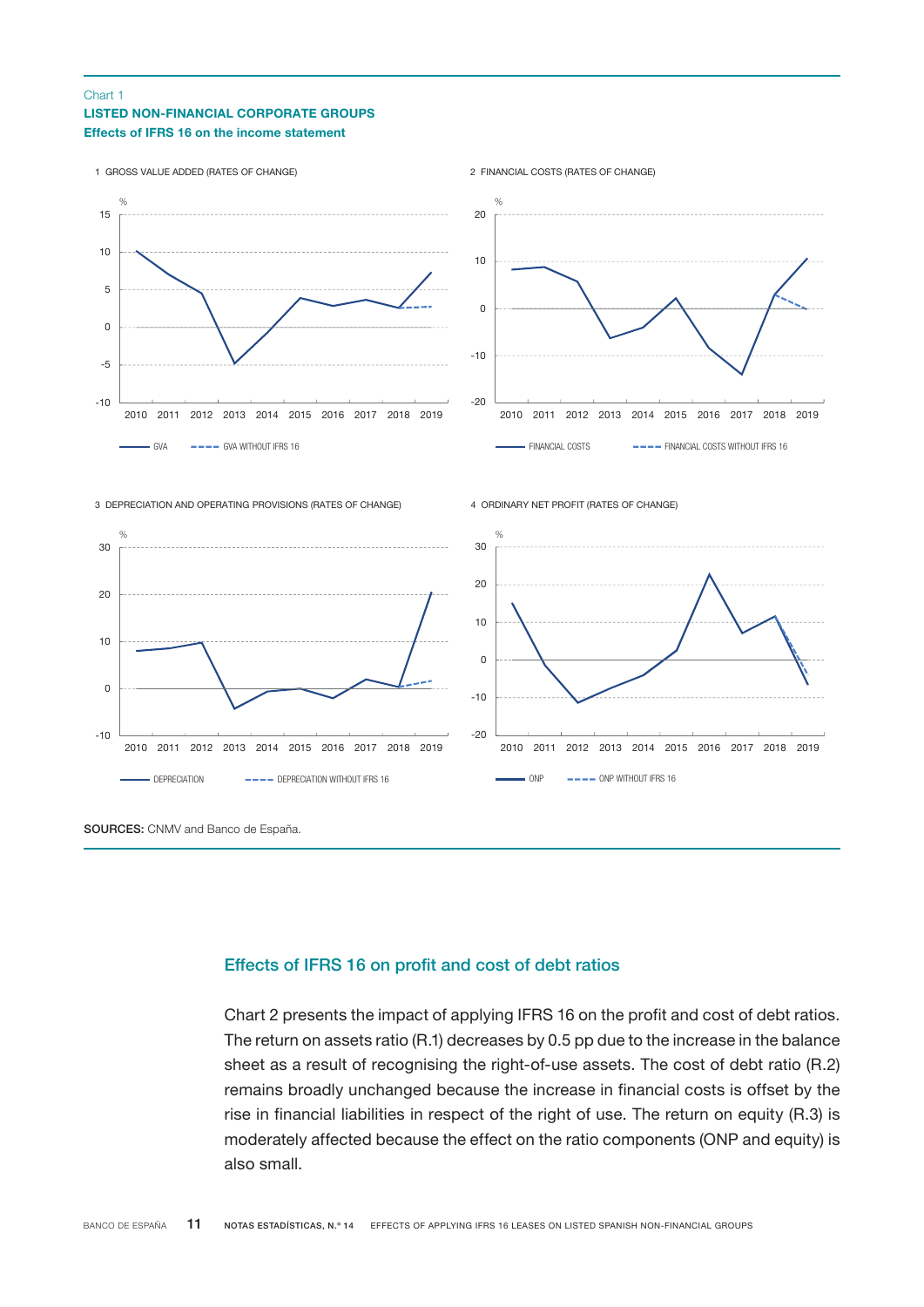Chart 1
**LISTED NON-FINANCIAL CORPORATE GROUPS**
**Effects of IFRS 16 on the income statement**

1 GROSS VALUE ADDED (RATES OF CHANGE)

2 FINANCIAL COSTS (RATES OF CHANGE)

3 DEPRECIATION AND OPERATING PROVISIONS (RATES OF CHANGE)

4 ORDINARY NET PROFIT (RATES OF CHANGE)

**SOURCES:** CNMV and Banco de España.

## Effects of IFRS 16 on profit and cost of debt ratios

Chart 2 presents the impact of applying IFRS 16 on the profit and cost of debt ratios. The return on assets ratio (R.1) decreases by 0.5 pp due to the increase in the balance sheet as a result of recognising the right-of-use assets. The cost of debt ratio (R.2) remains broadly unchanged because the increase in financial costs is offset by the rise in financial liabilities in respect of the right of use. The return on equity (R.3) is moderately affected because the effect on the ratio components (ONP and equity) is also small.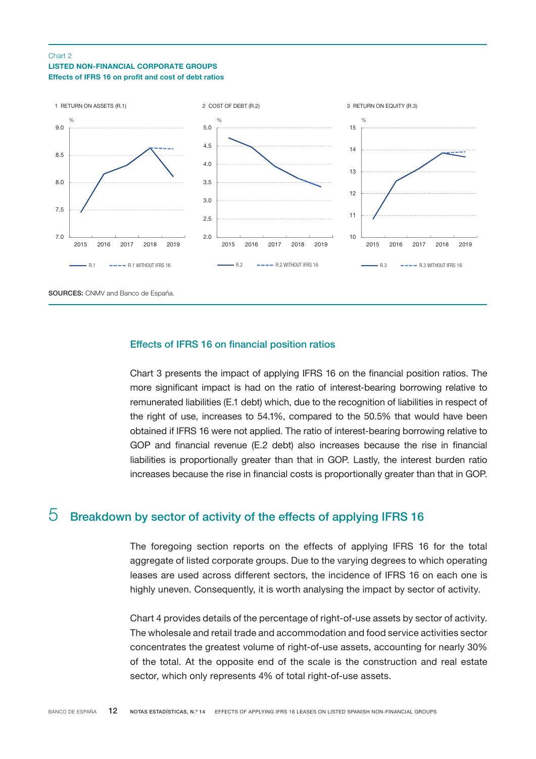Chart 2
**LISTED NON-FINANCIAL CORPORATE GROUPS**
**Effects of IFRS 16 on profit and cost of debt ratios**

1 RETURN ON ASSETS (R.1)

2 COST OF DEBT (R.2)

3 RETURN ON EQUITY (R.3)

**SOURCES:** CNMV and Banco de España.

### Effects of IFRS 16 on financial position ratios

Chart 3 presents the impact of applying IFRS 16 on the financial position ratios. The more significant impact is had on the ratio of interest-bearing borrowing relative to remunerated liabilities (E.1 debt) which, due to the recognition of liabilities in respect of the right of use, increases to 54.1%, compared to the 50.5% that would have been obtained if IFRS 16 were not applied. The ratio of interest-bearing borrowing relative to GOP and financial revenue (E.2 debt) also increases because the rise in financial liabilities is proportionally greater than that in GOP. Lastly, the interest burden ratio increases because the rise in financial costs is proportionally greater than that in GOP.

## 5 Breakdown by sector of activity of the effects of applying IFRS 16

The foregoing section reports on the effects of applying IFRS 16 for the total aggregate of listed corporate groups. Due to the varying degrees to which operating leases are used across different sectors, the incidence of IFRS 16 on each one is highly uneven. Consequently, it is worth analysing the impact by sector of activity.

Chart 4 provides details of the percentage of right-of-use assets by sector of activity. The wholesale and retail trade and accommodation and food service activities sector concentrates the greatest volume of right-of-use assets, accounting for nearly 30% of the total. At the opposite end of the scale is the construction and real estate sector, which only represents 4% of total right-of-use assets.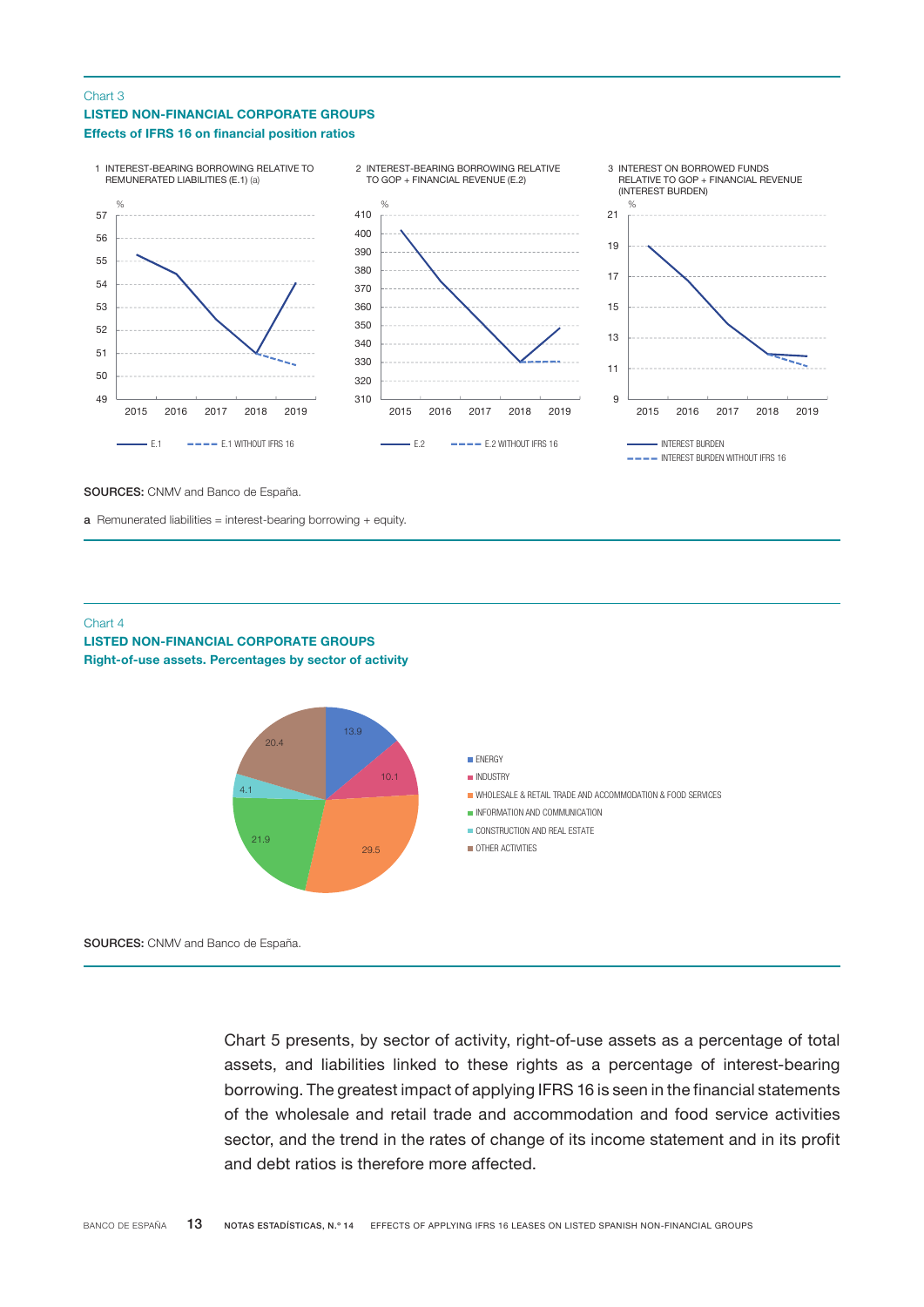Chart 3

**LISTED NON-FINANCIAL CORPORATE GROUPS**

**Effects of IFRS 16 on financial position ratios**

1 INTEREST-BEARING BORROWING RELATIVE TO REMUNERATED LIABILITIES (E.1) (a)

2 INTEREST-BEARING BORROWING RELATIVE TO GOP + FINANCIAL REVENUE (E.2)

3 INTEREST ON BORROWED FUNDS RELATIVE TO GOP + FINANCIAL REVENUE (INTEREST BURDEN)

**SOURCES:** CNMV and Banco de España.

**a** Remunerated liabilities = interest-bearing borrowing + equity.

Chart 4

**LISTED NON-FINANCIAL CORPORATE GROUPS**

**Right-of-use assets. Percentages by sector of activity**

| Sector | % |
|---|---|
| ENERGY | 13.9 |
| INDUSTRY | 10.1 |
| WHOLESALE & RETAIL TRADE AND ACCOMMODATION & FOOD SERVICES | 29.5 |
| INFORMATION AND COMMUNICATION | 21.9 |
| CONSTRUCTION AND REAL ESTATE | 4.1 |
| OTHER ACTIVITIES | 20.4 |

**SOURCES:** CNMV and Banco de España.

Chart 5 presents, by sector of activity, right-of-use assets as a percentage of total assets, and liabilities linked to these rights as a percentage of interest-bearing borrowing. The greatest impact of applying IFRS 16 is seen in the financial statements of the wholesale and retail trade and accommodation and food service activities sector, and the trend in the rates of change of its income statement and in its profit and debt ratios is therefore more affected.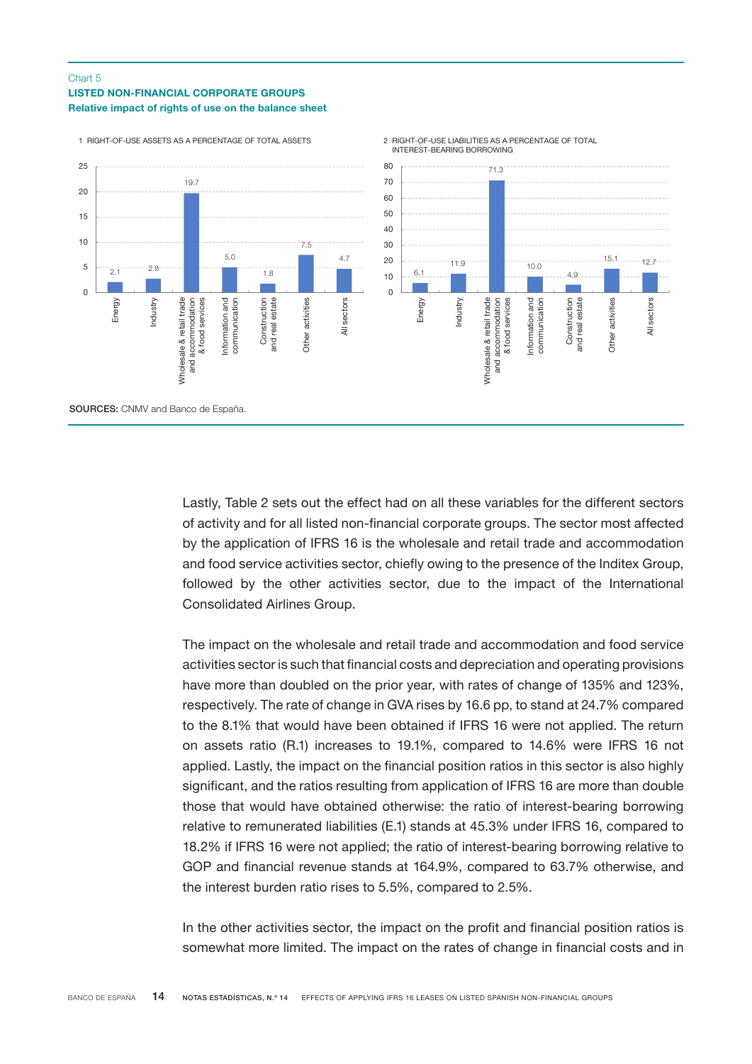Chart 5

**LISTED NON-FINANCIAL CORPORATE GROUPS**

**Relative impact of rights of use on the balance sheet**

1 RIGHT-OF-USE ASSETS AS A PERCENTAGE OF TOTAL ASSETS

| Sector | % |
|---|---|
| Energy | 2.1 |
| Industry | 2.8 |
| Wholesale & retail trade and accommodation & food services | 19.7 |
| Information and communication | 5.0 |
| Construction and real estate | 1.8 |
| Other activities | 7.5 |
| All sectors | 4.7 |

2 RIGHT-OF-USE LIABILITIES AS A PERCENTAGE OF TOTAL INTEREST-BEARING BORROWING

| Sector | % |
|---|---|
| Energy | 6.1 |
| Industry | 11.9 |
| Wholesale & retail trade and accommodation & food services | 71.3 |
| Information and communication | 10.0 |
| Construction and real estate | 4.9 |
| Other activities | 15.1 |
| All sectors | 12.7 |

**SOURCES:** CNMV and Banco de España.

Lastly, Table 2 sets out the effect had on all these variables for the different sectors of activity and for all listed non-financial corporate groups. The sector most affected by the application of IFRS 16 is the wholesale and retail trade and accommodation and food service activities sector, chiefly owing to the presence of the Inditex Group, followed by the other activities sector, due to the impact of the International Consolidated Airlines Group.

The impact on the wholesale and retail trade and accommodation and food service activities sector is such that financial costs and depreciation and operating provisions have more than doubled on the prior year, with rates of change of 135% and 123%, respectively. The rate of change in GVA rises by 16.6 pp, to stand at 24.7% compared to the 8.1% that would have been obtained if IFRS 16 were not applied. The return on assets ratio (R.1) increases to 19.1%, compared to 14.6% were IFRS 16 not applied. Lastly, the impact on the financial position ratios in this sector is also highly significant, and the ratios resulting from application of IFRS 16 are more than double those that would have obtained otherwise: the ratio of interest-bearing borrowing relative to remunerated liabilities (E.1) stands at 45.3% under IFRS 16, compared to 18.2% if IFRS 16 were not applied; the ratio of interest-bearing borrowing relative to GOP and financial revenue stands at 164.9%, compared to 63.7% otherwise, and the interest burden ratio rises to 5.5%, compared to 2.5%.

In the other activities sector, the impact on the profit and financial position ratios is somewhat more limited. The impact on the rates of change in financial costs and in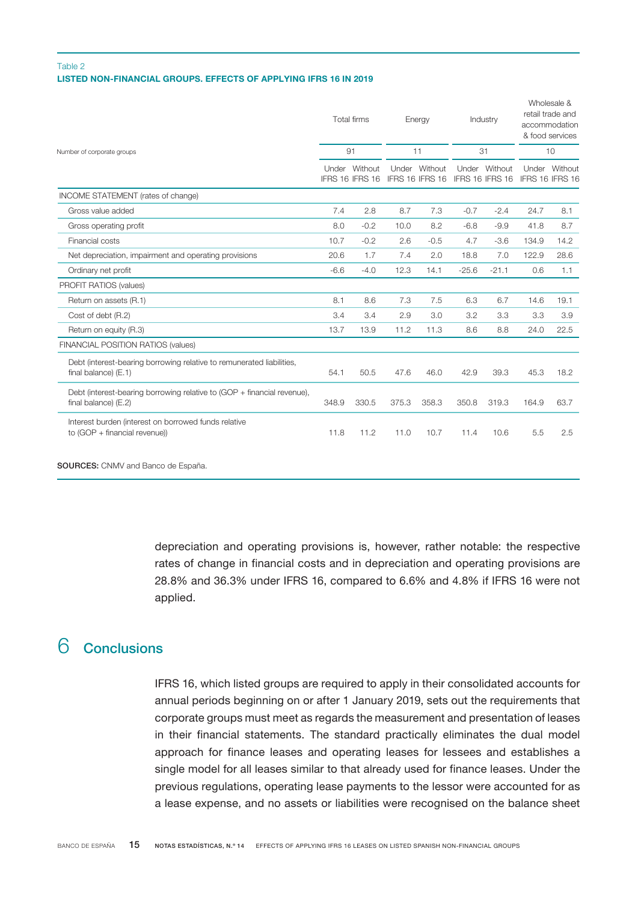Table 2
**LISTED NON-FINANCIAL GROUPS. EFFECTS OF APPLYING IFRS 16 IN 2019**

| | Total firms | | Energy | | Industry | | Wholesale & retail trade and accommodation & food services | |
|---|---|---|---|---|---|---|---|---|
| Number of corporate groups | 91 | | 11 | | 31 | | 10 | |
| | Under IFRS 16 | Without IFRS 16 | Under IFRS 16 | Without IFRS 16 | Under IFRS 16 | Without IFRS 16 | Under IFRS 16 | Without IFRS 16 |
| INCOME STATEMENT (rates of change) | | | | | | | | |
| Gross value added | 7.4 | 2.8 | 8.7 | 7.3 | -0.7 | -2.4 | 24.7 | 8.1 |
| Gross operating profit | 8.0 | -0.2 | 10.0 | 8.2 | -6.8 | -9.9 | 41.8 | 8.7 |
| Financial costs | 10.7 | -0.2 | 2.6 | -0.5 | 4.7 | -3.6 | 134.9 | 14.2 |
| Net depreciation, impairment and operating provisions | 20.6 | 1.7 | 7.4 | 2.0 | 18.8 | 7.0 | 122.9 | 28.6 |
| Ordinary net profit | -6.6 | -4.0 | 12.3 | 14.1 | -25.6 | -21.1 | 0.6 | 1.1 |
| PROFIT RATIOS (values) | | | | | | | | |
| Return on assets (R.1) | 8.1 | 8.6 | 7.3 | 7.5 | 6.3 | 6.7 | 14.6 | 19.1 |
| Cost of debt (R.2) | 3.4 | 3.4 | 2.9 | 3.0 | 3.2 | 3.3 | 3.3 | 3.9 |
| Return on equity (R.3) | 13.7 | 13.9 | 11.2 | 11.3 | 8.6 | 8.8 | 24.0 | 22.5 |
| FINANCIAL POSITION RATIOS (values) | | | | | | | | |
| Debt (interest-bearing borrowing relative to remunerated liabilities, final balance) (E.1) | 54.1 | 50.5 | 47.6 | 46.0 | 42.9 | 39.3 | 45.3 | 18.2 |
| Debt (interest-bearing borrowing relative to (GOP + financial revenue), final balance) (E.2) | 348.9 | 330.5 | 375.3 | 358.3 | 350.8 | 319.3 | 164.9 | 63.7 |
| Interest burden (interest on borrowed funds relative to (GOP + financial revenue)) | 11.8 | 11.2 | 11.0 | 10.7 | 11.4 | 10.6 | 5.5 | 2.5 |

**SOURCES:** CNMV and Banco de España.

depreciation and operating provisions is, however, rather notable: the respective rates of change in financial costs and in depreciation and operating provisions are 28.8% and 36.3% under IFRS 16, compared to 6.6% and 4.8% if IFRS 16 were not applied.

# 6 Conclusions

IFRS 16, which listed groups are required to apply in their consolidated accounts for annual periods beginning on or after 1 January 2019, sets out the requirements that corporate groups must meet as regards the measurement and presentation of leases in their financial statements. The standard practically eliminates the dual model approach for finance leases and operating leases for lessees and establishes a single model for all leases similar to that already used for finance leases. Under the previous regulations, operating lease payments to the lessor were accounted for as a lease expense, and no assets or liabilities were recognised on the balance sheet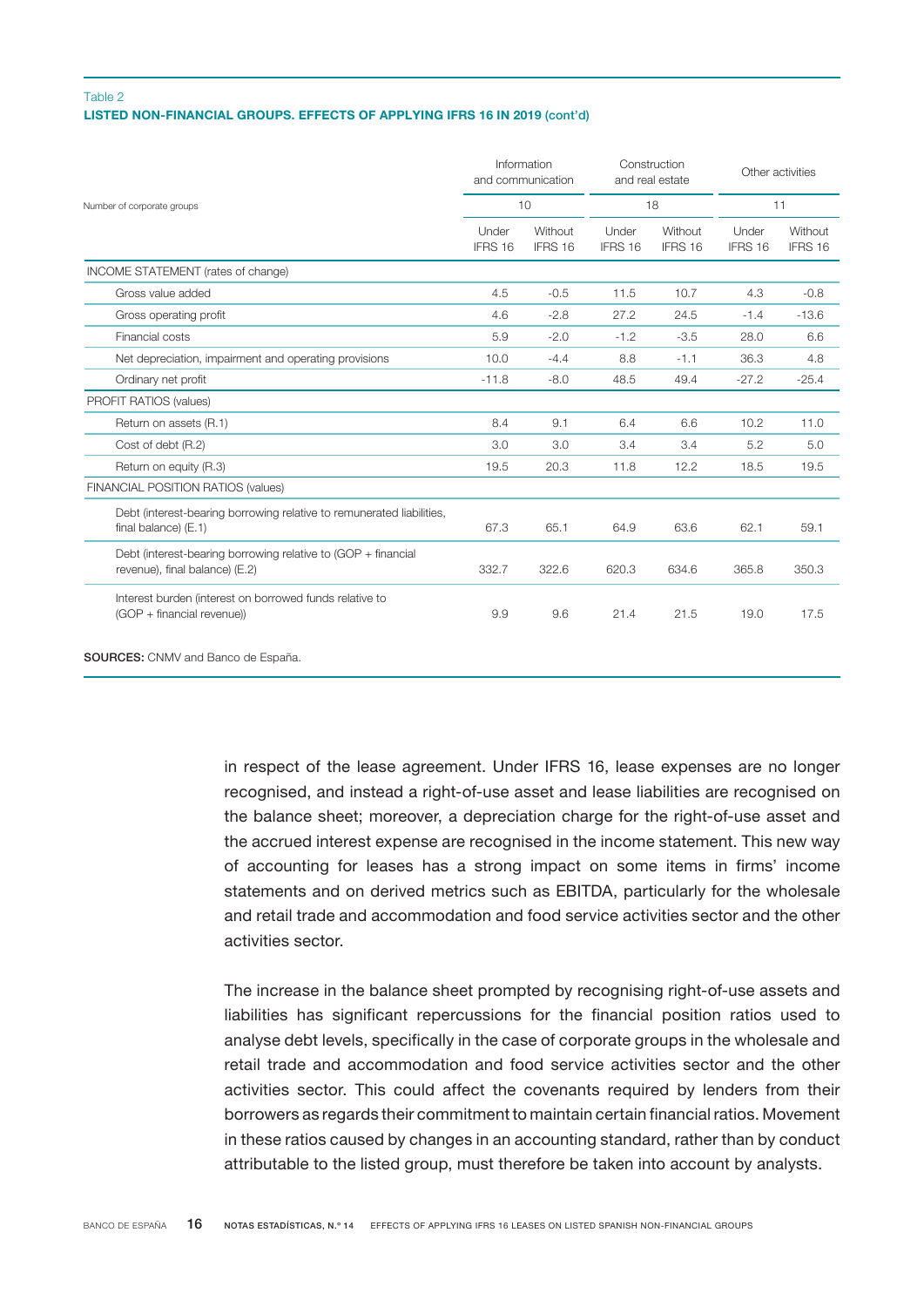Table 2
**LISTED NON-FINANCIAL GROUPS. EFFECTS OF APPLYING IFRS 16 IN 2019 (cont'd)**

| | Information and communication | | Construction and real estate | | Other activities | |
|---|---|---|---|---|---|---|
| Number of corporate groups | 10 | | 18 | | 11 | |
| | Under IFRS 16 | Without IFRS 16 | Under IFRS 16 | Without IFRS 16 | Under IFRS 16 | Without IFRS 16 |
| INCOME STATEMENT (rates of change) | | | | | | |
| Gross value added | 4.5 | -0.5 | 11.5 | 10.7 | 4.3 | -0.8 |
| Gross operating profit | 4.6 | -2.8 | 27.2 | 24.5 | -1.4 | -13.6 |
| Financial costs | 5.9 | -2.0 | -1.2 | -3.5 | 28.0 | 6.6 |
| Net depreciation, impairment and operating provisions | 10.0 | -4.4 | 8.8 | -1.1 | 36.3 | 4.8 |
| Ordinary net profit | -11.8 | -8.0 | 48.5 | 49.4 | -27.2 | -25.4 |
| PROFIT RATIOS (values) | | | | | | |
| Return on assets (R.1) | 8.4 | 9.1 | 6.4 | 6.6 | 10.2 | 11.0 |
| Cost of debt (R.2) | 3.0 | 3.0 | 3.4 | 3.4 | 5.2 | 5.0 |
| Return on equity (R.3) | 19.5 | 20.3 | 11.8 | 12.2 | 18.5 | 19.5 |
| FINANCIAL POSITION RATIOS (values) | | | | | | |
| Debt (interest-bearing borrowing relative to remunerated liabilities, final balance) (E.1) | 67.3 | 65.1 | 64.9 | 63.6 | 62.1 | 59.1 |
| Debt (interest-bearing borrowing relative to (GOP + financial revenue), final balance) (E.2) | 332.7 | 322.6 | 620.3 | 634.6 | 365.8 | 350.3 |
| Interest burden (interest on borrowed funds relative to (GOP + financial revenue)) | 9.9 | 9.6 | 21.4 | 21.5 | 19.0 | 17.5 |

**SOURCES:** CNMV and Banco de España.

in respect of the lease agreement. Under IFRS 16, lease expenses are no longer recognised, and instead a right-of-use asset and lease liabilities are recognised on the balance sheet; moreover, a depreciation charge for the right-of-use asset and the accrued interest expense are recognised in the income statement. This new way of accounting for leases has a strong impact on some items in firms' income statements and on derived metrics such as EBITDA, particularly for the wholesale and retail trade and accommodation and food service activities sector and the other activities sector.

The increase in the balance sheet prompted by recognising right-of-use assets and liabilities has significant repercussions for the financial position ratios used to analyse debt levels, specifically in the case of corporate groups in the wholesale and retail trade and accommodation and food service activities sector and the other activities sector. This could affect the covenants required by lenders from their borrowers as regards their commitment to maintain certain financial ratios. Movement in these ratios caused by changes in an accounting standard, rather than by conduct attributable to the listed group, must therefore be taken into account by analysts.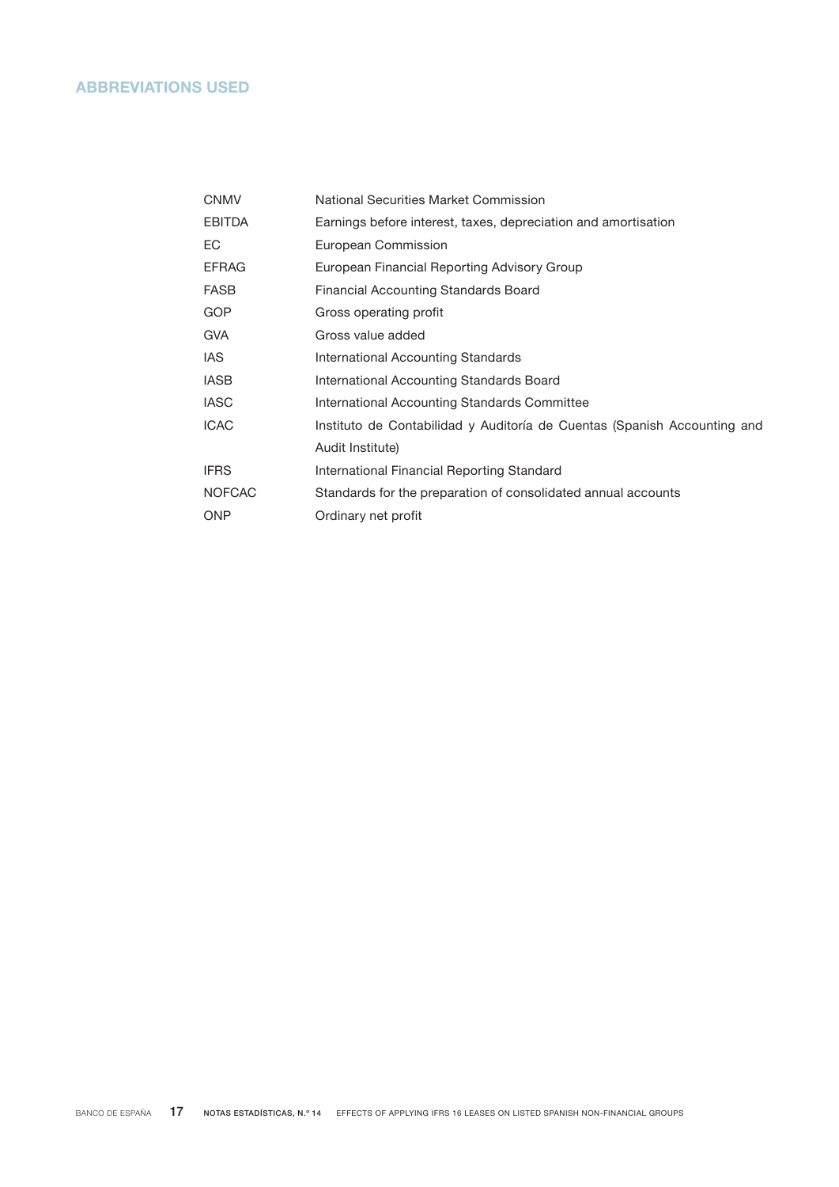# ABBREVIATIONS USED

| | |
|---|---|
| CNMV | National Securities Market Commission |
| EBITDA | Earnings before interest, taxes, depreciation and amortisation |
| EC | European Commission |
| EFRAG | European Financial Reporting Advisory Group |
| FASB | Financial Accounting Standards Board |
| GOP | Gross operating profit |
| GVA | Gross value added |
| IAS | International Accounting Standards |
| IASB | International Accounting Standards Board |
| IASC | International Accounting Standards Committee |
| ICAC | Instituto de Contabilidad y Auditoría de Cuentas (Spanish Accounting and Audit Institute) |
| IFRS | International Financial Reporting Standard |
| NOFCAC | Standards for the preparation of consolidated annual accounts |
| ONP | Ordinary net profit |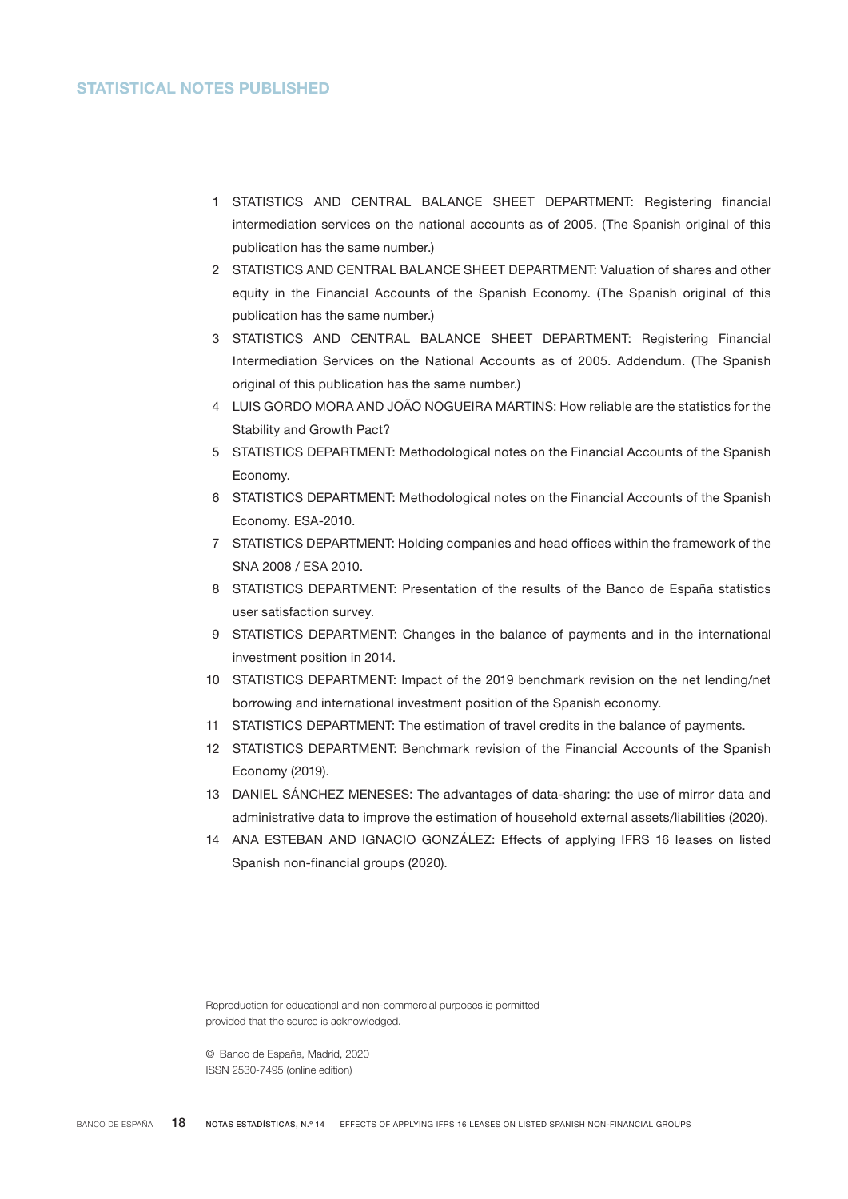## STATISTICAL NOTES PUBLISHED

1 STATISTICS AND CENTRAL BALANCE SHEET DEPARTMENT: Registering financial intermediation services on the national accounts as of 2005. (The Spanish original of this publication has the same number.)
2 STATISTICS AND CENTRAL BALANCE SHEET DEPARTMENT: Valuation of shares and other equity in the Financial Accounts of the Spanish Economy. (The Spanish original of this publication has the same number.)
3 STATISTICS AND CENTRAL BALANCE SHEET DEPARTMENT: Registering Financial Intermediation Services on the National Accounts as of 2005. Addendum. (The Spanish original of this publication has the same number.)
4 LUIS GORDO MORA AND JOÃO NOGUEIRA MARTINS: How reliable are the statistics for the Stability and Growth Pact?
5 STATISTICS DEPARTMENT: Methodological notes on the Financial Accounts of the Spanish Economy.
6 STATISTICS DEPARTMENT: Methodological notes on the Financial Accounts of the Spanish Economy. ESA-2010.
7 STATISTICS DEPARTMENT: Holding companies and head offices within the framework of the SNA 2008 / ESA 2010.
8 STATISTICS DEPARTMENT: Presentation of the results of the Banco de España statistics user satisfaction survey.
9 STATISTICS DEPARTMENT: Changes in the balance of payments and in the international investment position in 2014.
10 STATISTICS DEPARTMENT: Impact of the 2019 benchmark revision on the net lending/net borrowing and international investment position of the Spanish economy.
11 STATISTICS DEPARTMENT: The estimation of travel credits in the balance of payments.
12 STATISTICS DEPARTMENT: Benchmark revision of the Financial Accounts of the Spanish Economy (2019).
13 DANIEL SÁNCHEZ MENESES: The advantages of data-sharing: the use of mirror data and administrative data to improve the estimation of household external assets/liabilities (2020).
14 ANA ESTEBAN AND IGNACIO GONZÁLEZ: Effects of applying IFRS 16 leases on listed Spanish non-financial groups (2020).

Reproduction for educational and non-commercial purposes is permitted provided that the source is acknowledged.

© Banco de España, Madrid, 2020
ISSN 2530-7495 (online edition)